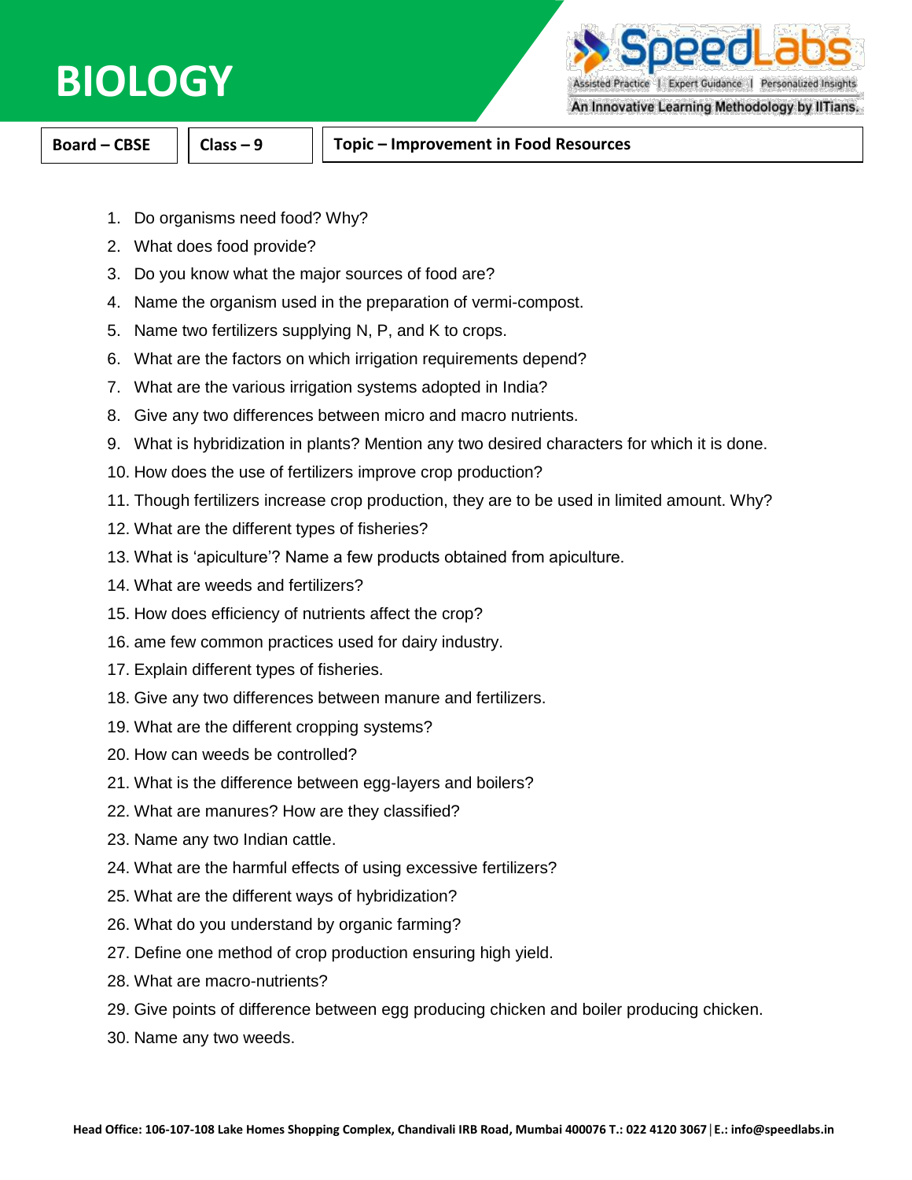# BIOLOGY

| Board – CBSE | Class – 9 | Topic – Improvement in Food Resources |
|---|---|---|

1. Do organisms need food? Why?
2. What does food provide?
3. Do you know what the major sources of food are?
4. Name the organism used in the preparation of vermi-compost.
5. Name two fertilizers supplying N, P, and K to crops.
6. What are the factors on which irrigation requirements depend?
7. What are the various irrigation systems adopted in India?
8. Give any two differences between micro and macro nutrients.
9. What is hybridization in plants? Mention any two desired characters for which it is done.
10. How does the use of fertilizers improve crop production?
11. Though fertilizers increase crop production, they are to be used in limited amount. Why?
12. What are the different types of fisheries?
13. What is 'apiculture'? Name a few products obtained from apiculture.
14. What are weeds and fertilizers?
15. How does efficiency of nutrients affect the crop?
16. ame few common practices used for dairy industry.
17. Explain different types of fisheries.
18. Give any two differences between manure and fertilizers.
19. What are the different cropping systems?
20. How can weeds be controlled?
21. What is the difference between egg-layers and boilers?
22. What are manures? How are they classified?
23. Name any two Indian cattle.
24. What are the harmful effects of using excessive fertilizers?
25. What are the different ways of hybridization?
26. What do you understand by organic farming?
27. Define one method of crop production ensuring high yield.
28. What are macro-nutrients?
29. Give points of difference between egg producing chicken and boiler producing chicken.
30. Name any two weeds.